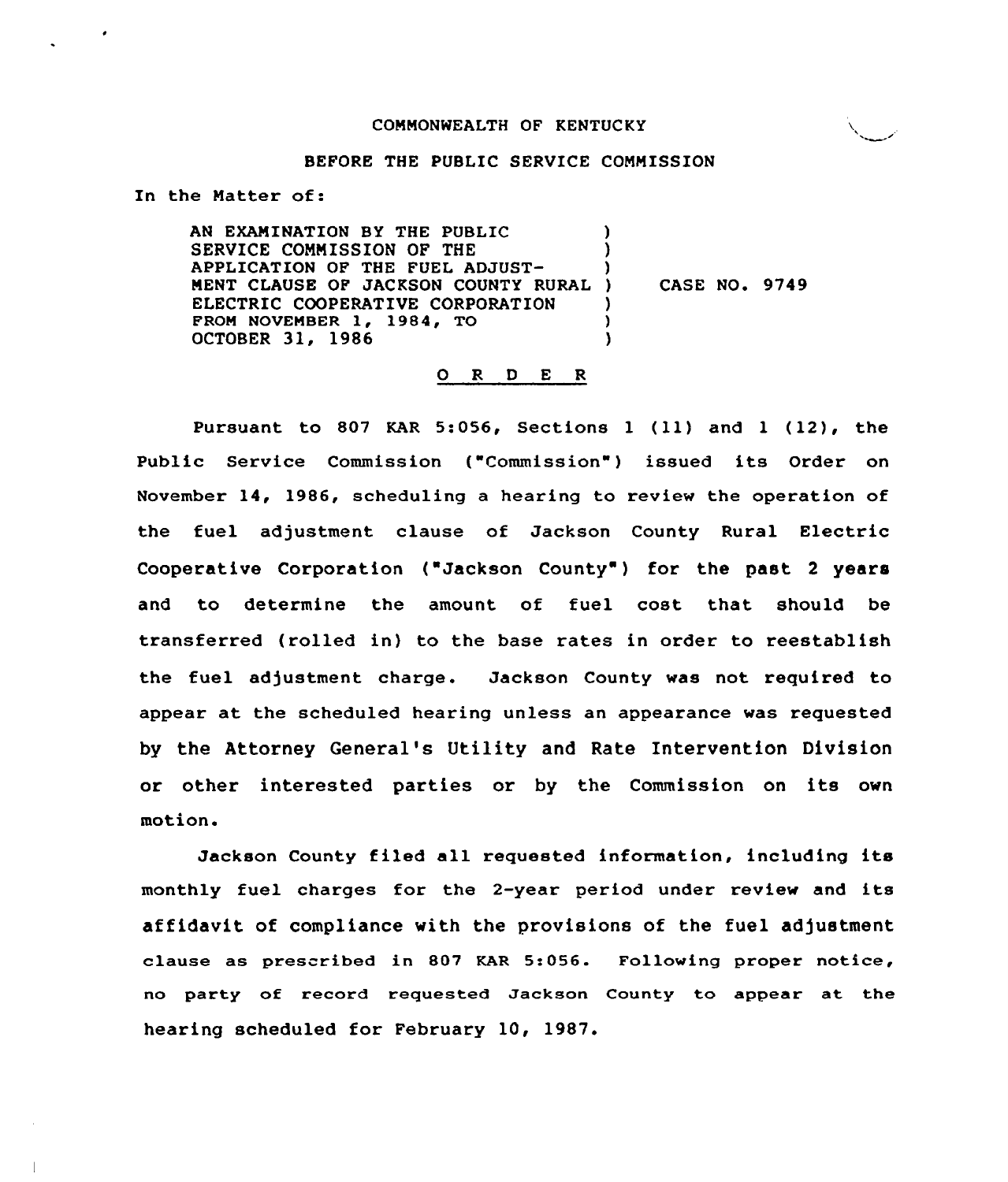COMMONWEALTH OF KENTUCKY

BEFORE THE PUBLIC SERVICE COMMISSION

In the Matter of:

AN EXAMINATION BY THE PUBLIC SERVICE COMMISSION OF THE APPLICATION OF THE FUEL ADJUSTMENT CLAUSE OF JACKSON COUNTY RURAL ELECTRIC COOPERATIVE CORPORATION FROM NOVEMBER 1, 1984, TO OCTOBER 31, 1986

CASE NO. 9749

O R D E R

Pursuant to 807 KAR 5:056, Sections 1 (11) and 1 (12), the Public Service Commission ("Commission") issued its Order on November 14, 1986, scheduling a hearing to review the operation of the fuel adjustment clause of Jackson County Rural Electric Cooperative Corporation ("Jackson County") for the past 2 years and to determine the amount of fuel cost that should be transferred (rolled in) to the base rates in order to reestablish the fuel adjustment charge. Jackson County was not required to appear at the scheduled hearing unless an appearance was requested by the Attorney General's Utility and Rate Intervention Division or other interested parties or by the Commission on its own motion.

Jackson County filed all requested information, including its monthly fuel charges for the 2-year period under review and its affidavit of compliance with the provisions of the fuel adjustment clause as prescribed in 807 KAR 5:056. Following proper notice, no party of record requested Jackson County to appear at the hearing scheduled for February 10, 1987.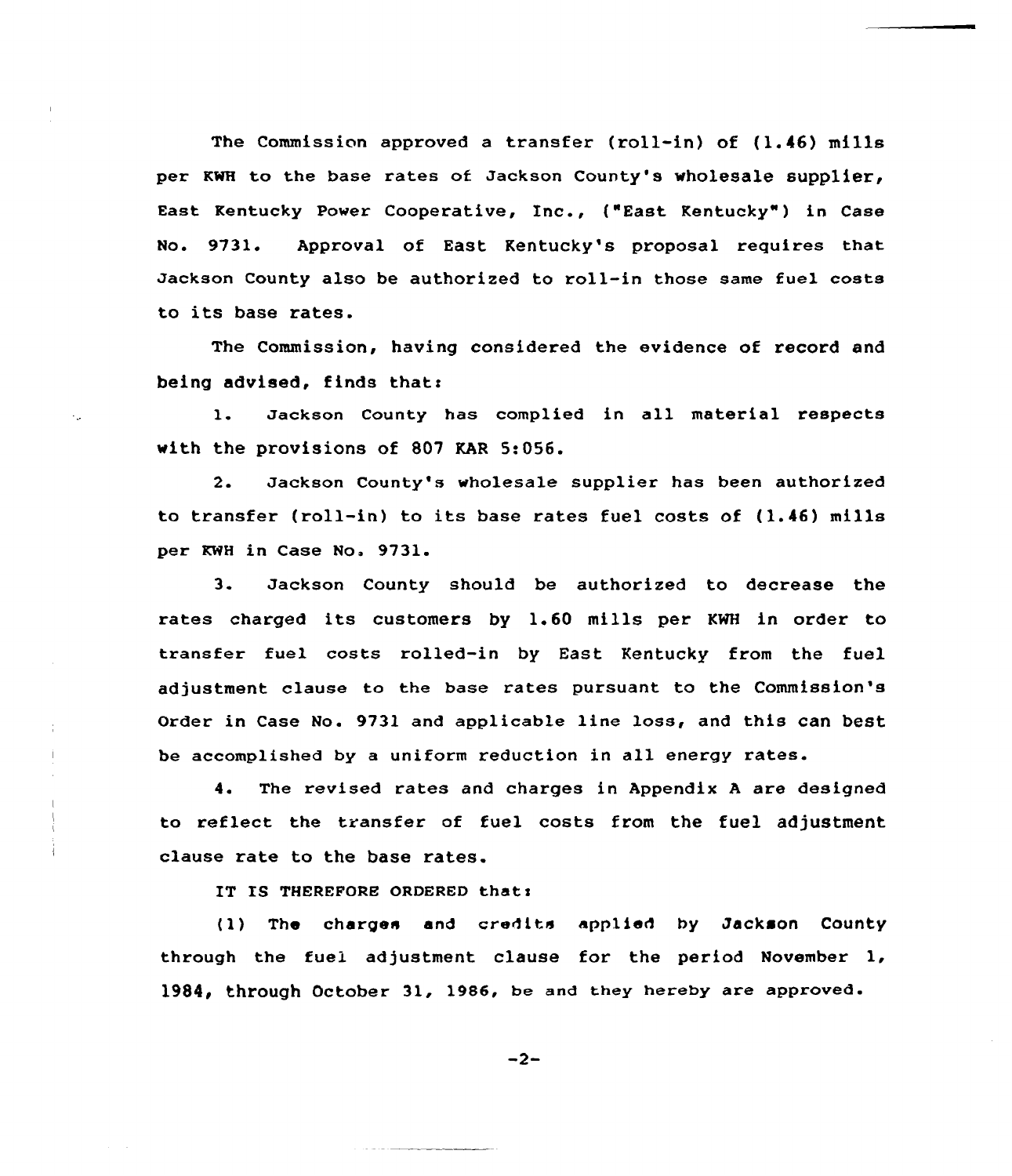The Commission approved a transfer (roll-in) of (1.46) mills per KWH to the base rates of Jackson County's wholesale supplier, East Kentucky Power Cooperative, Inc., ("East Kentucky") in Case No. 9731. Approval of East Kentucky's proposal requires that Jackson County also be authorized to roll-in those same fuel costs to its base rates.

The Commission, having considered the evidence of record and being advised, finds that:

1. Jackson County has complied in all material respects with the provisions of 807 KAR 5:056.

2. Jackson County's wholesale supplier has been authorized to transfer (roll-in) to its base rates fuel costs of (1.46) mills per KWH in Case No. 9731.

3. Jackson County should be authorized to decrease the rates charged its customers by 1.60 mills per KWH in order to transfer fuel costs rolled-in by East Kentucky from the fuel adjustment clause to the base rates pursuant to the Commission's Order in Case No. 9731 and applicable line loss, and this can best be accomplished by a uniform reduction in all energy rates.

4. The revised rates and charges in Appendix A are designed to reflect the transfer of fuel costs from the fuel adjustment clause rate to the base rates.

IT IS THEREFORE ORDERED that:

(1) The charges and credits applied by Jackson County through the fuel adjustment clause for the period November 1, 1984, through October 31, 1986, be and they hereby are approved.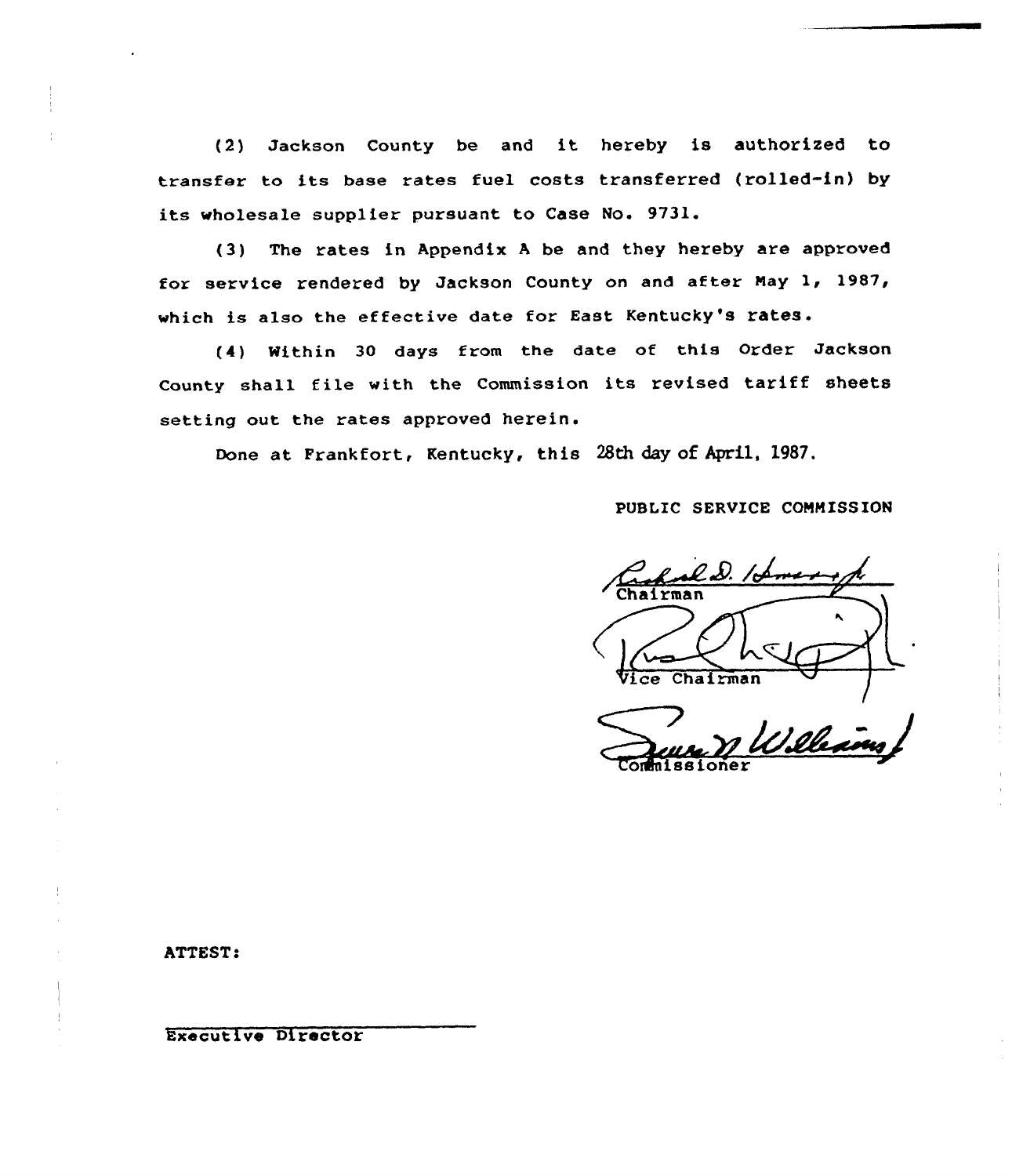(2) Jackson County be and it hereby is authorized to transfer to its base rates fuel costs transferred (rolled-in) by its wholesale supplier pursuant to Case No. 9731.

(3) The rates in Appendix A be and they hereby are approved for service rendered by Jackson County on and after May 1, 1987, which is also the effective date for East Kentucky's rates.

(4) Within 30 days from the date of this Order Jackson County shall file with the Commission its revised tariff sheets setting out the rates approved herein.

Done at Frankfort, Kentucky, this 28th day of April, 1987.

PUBLIC SERVICE COMMISSION

Chairman

Vice Chairman

Commissioner

ATTEST:

Executive Director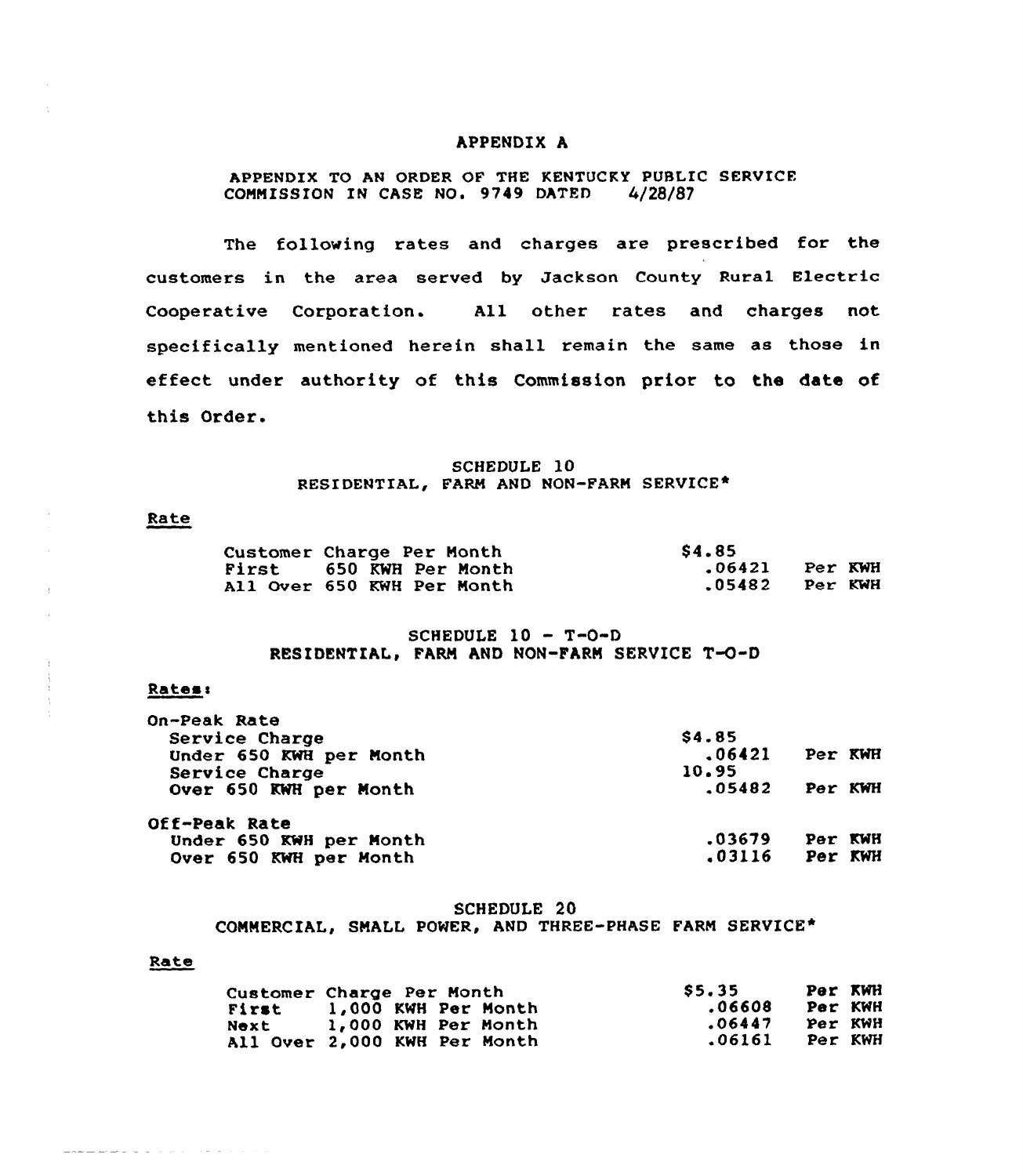# APPENDIX A

APPENDIX TO AN ORDER OF THE KENTUCKY PUBLIC SERVICE COMMISSION IN CASE NO. 9749 DATED 4/28/87

The following rates and charges are prescribed for the customers in the area served by Jackson County Rural Electric Cooperative Corporation. All other rates and charges not specifically mentioned herein shall remain the same as those in effect under authority of this Commission prior to the date of this Order.

## SCHEDULE 10
## RESIDENTIAL, FARM AND NON-FARM SERVICE*

Rate

| | | |
|---|---|---|
| Customer Charge Per Month | $4.85 | |
| First 650 KWH Per Month | .06421 | Per KWH |
| All Over 650 KWH Per Month | .05482 | Per KWH |

## SCHEDULE 10 - T-O-D
## RESIDENTIAL, FARM AND NON-FARM SERVICE T-O-D

Rates:

| | | |
|---|---|---|
| On-Peak Rate | | |
| Service Charge | $4.85 | |
| Under 650 KWH per Month | .06421 | Per KWH |
| Service Charge | 10.95 | |
| Over 650 KWH per Month | .05482 | Per KWH |
| Off-Peak Rate | | |
| Under 650 KWH per Month | .03679 | Per KWH |
| Over 650 KWH per Month | .03116 | Per KWH |

## SCHEDULE 20
## COMMERCIAL, SMALL POWER, AND THREE-PHASE FARM SERVICE*

Rate

| | | |
|---|---|---|
| Customer Charge Per Month | $5.35 | Per KWH |
| First 1,000 KWH Per Month | .06608 | Per KWH |
| Next 1,000 KWH Per Month | .06447 | Per KWH |
| All Over 2,000 KWH Per Month | .06161 | Per KWH |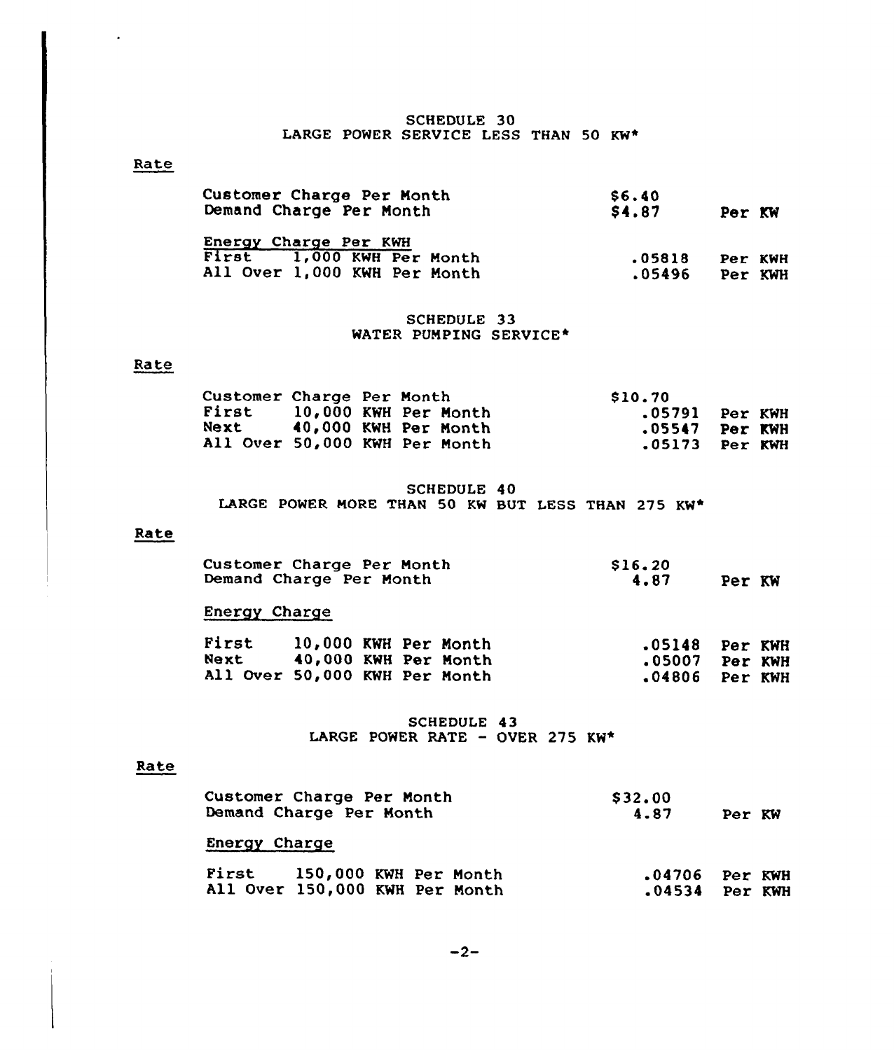## SCHEDULE 30
## LARGE POWER SERVICE LESS THAN 50 KW*

Rate

| | | |
|---|---|---|
| Customer Charge Per Month | $6.40 | |
| Demand Charge Per Month | $4.87 | Per KW |
| **Energy Charge Per KWH** | | |
| First 1,000 KWH Per Month | .05818 | Per KWH |
| All Over 1,000 KWH Per Month | .05496 | Per KWH |

## SCHEDULE 33
## WATER PUMPING SERVICE*

Rate

| | | |
|---|---|---|
| Customer Charge Per Month | $10.70 | |
| First 10,000 KWH Per Month | .05791 | Per KWH |
| Next 40,000 KWH Per Month | .05547 | Per KWH |
| All Over 50,000 KWH Per Month | .05173 | Per KWH |

## SCHEDULE 40
## LARGE POWER MORE THAN 50 KW BUT LESS THAN 275 KW*

Rate

| | | |
|---|---|---|
| Customer Charge Per Month | $16.20 | |
| Demand Charge Per Month | 4.87 | Per KW |
| **Energy Charge** | | |
| First 10,000 KWH Per Month | .05148 | Per KWH |
| Next 40,000 KWH Per Month | .05007 | Per KWH |
| All Over 50,000 KWH Per Month | .04806 | Per KWH |

## SCHEDULE 43
## LARGE POWER RATE - OVER 275 KW*

Rate

| | | |
|---|---|---|
| Customer Charge Per Month | $32.00 | |
| Demand Charge Per Month | 4.87 | Per KW |
| **Energy Charge** | | |
| First 150,000 KWH Per Month | .04706 | Per KWH |
| All Over 150,000 KWH Per Month | .04534 | Per KWH |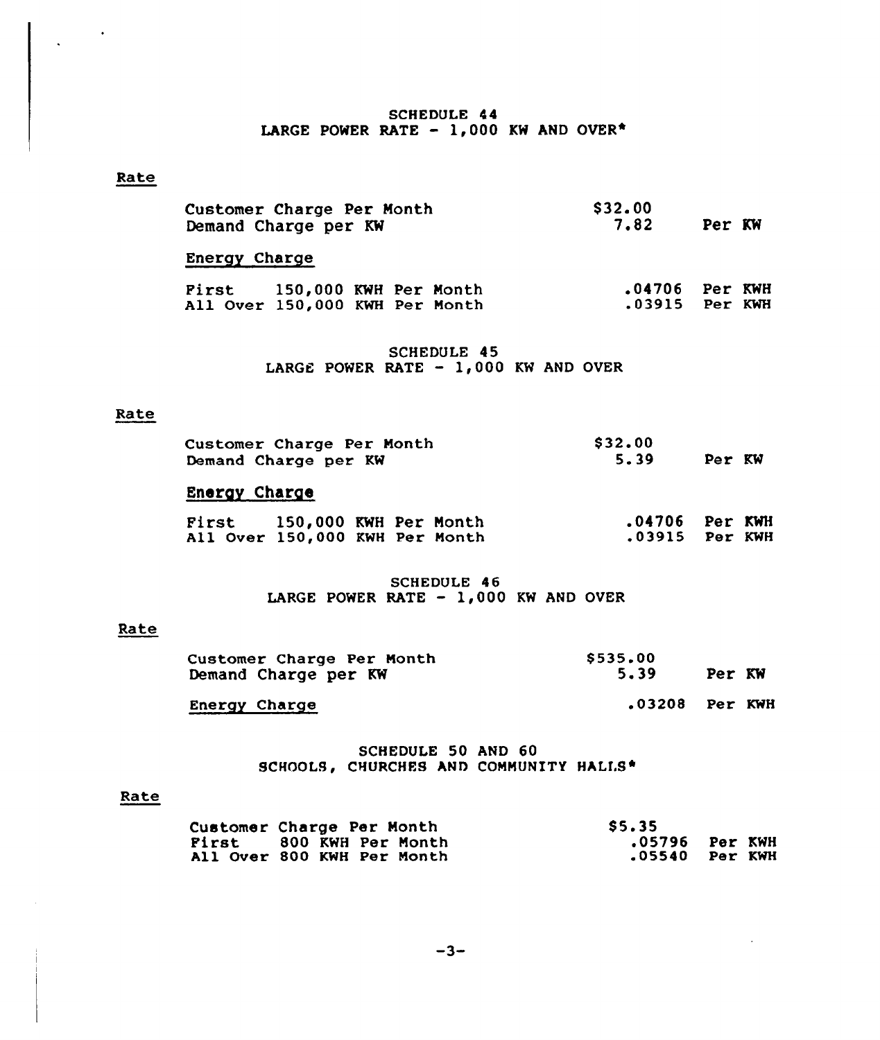### SCHEDULE 44
### LARGE POWER RATE - 1,000 KW AND OVER*

Rate

| | | |
|---|---|---|
| Customer Charge Per Month | $32.00 | |
| Demand Charge per KW | 7.82 | Per KW |

Energy Charge

| | | |
|---|---|---|
| First 150,000 KWH Per Month | .04706 | Per KWH |
| All Over 150,000 KWH Per Month | .03915 | Per KWH |

### SCHEDULE 45
### LARGE POWER RATE - 1,000 KW AND OVER

Rate

| | | |
|---|---|---|
| Customer Charge Per Month | $32.00 | |
| Demand Charge per KW | 5.39 | Per KW |

Energy Charge

| | | |
|---|---|---|
| First 150,000 KWH Per Month | .04706 | Per KWH |
| All Over 150,000 KWH Per Month | .03915 | Per KWH |

### SCHEDULE 46
### LARGE POWER RATE - 1,000 KW AND OVER

Rate

| | | |
|---|---|---|
| Customer Charge Per Month | $535.00 | |
| Demand Charge per KW | 5.39 | Per KW |
| Energy Charge | .03208 | Per KWH |

### SCHEDULE 50 AND 60
### SCHOOLS, CHURCHES AND COMMUNITY HALLS*

Rate

| | | |
|---|---|---|
| Customer Charge Per Month | $5.35 | |
| First 800 KWH Per Month | .05796 | Per KWH |
| All Over 800 KWH Per Month | .05540 | Per KWH |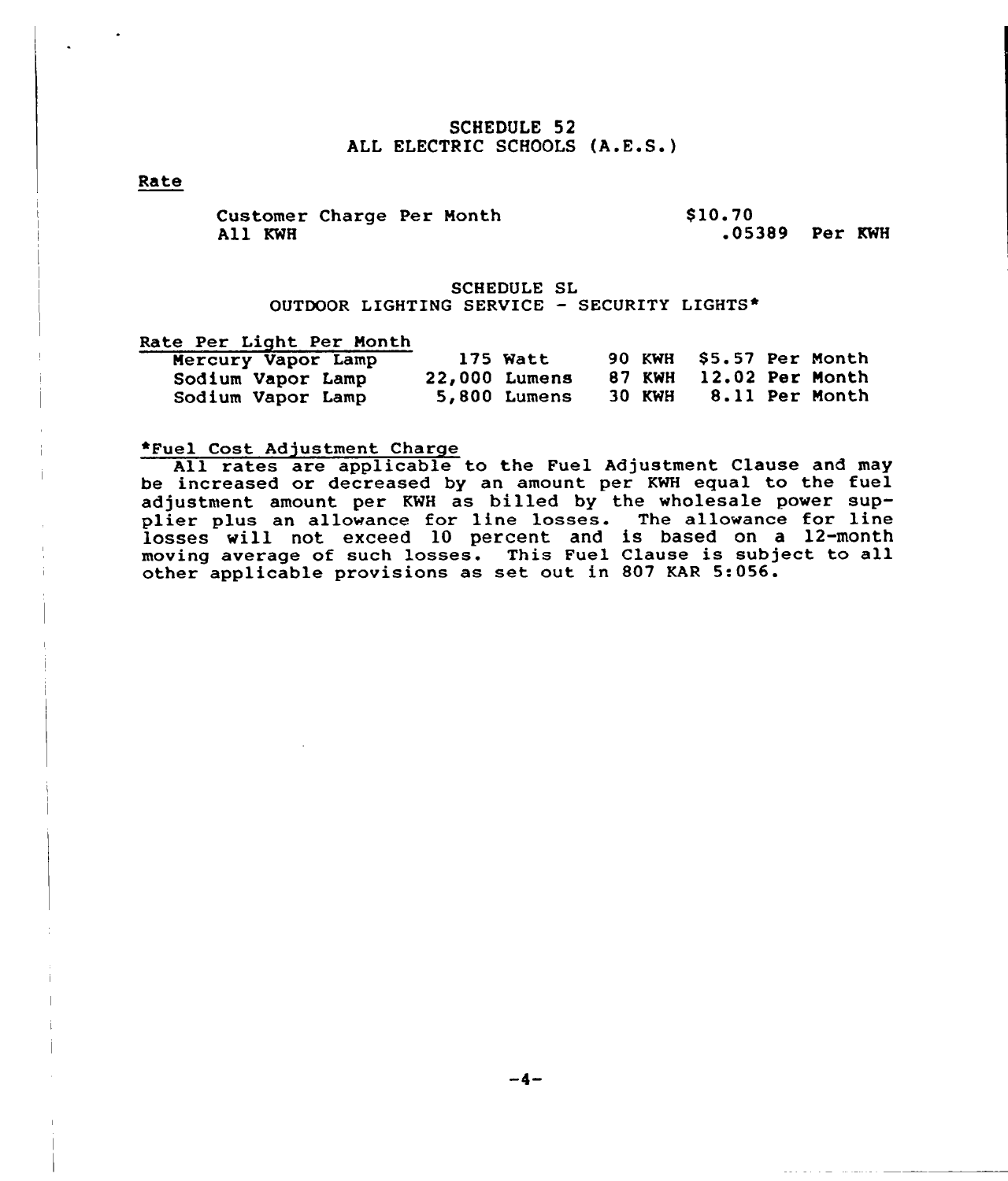## SCHEDULE 52
## ALL ELECTRIC SCHOOLS (A.E.S.)

<u>Rate</u>

| | |
|---|---|
| Customer Charge Per Month | $10.70 |
| All KWH | .05389 Per KWH |

## SCHEDULE SL
## OUTDOOR LIGHTING SERVICE - SECURITY LIGHTS*

<u>Rate Per Light Per Month</u>

| | | | |
|---|---|---|---|
| Mercury Vapor Lamp | 175 Watt | 90 KWH | $5.57 Per Month |
| Sodium Vapor Lamp | 22,000 Lumens | 87 KWH | 12.02 Per Month |
| Sodium Vapor Lamp | 5,800 Lumens | 30 KWH | 8.11 Per Month |

<u>*Fuel Cost Adjustment Charge</u>

All rates are applicable to the Fuel Adjustment Clause and may be increased or decreased by an amount per KWH equal to the fuel adjustment amount per KWH as billed by the wholesale power supplier plus an allowance for line losses. The allowance for line losses will not exceed 10 percent and is based on a 12-month moving average of such losses. This Fuel Clause is subject to all other applicable provisions as set out in 807 KAR 5:056.